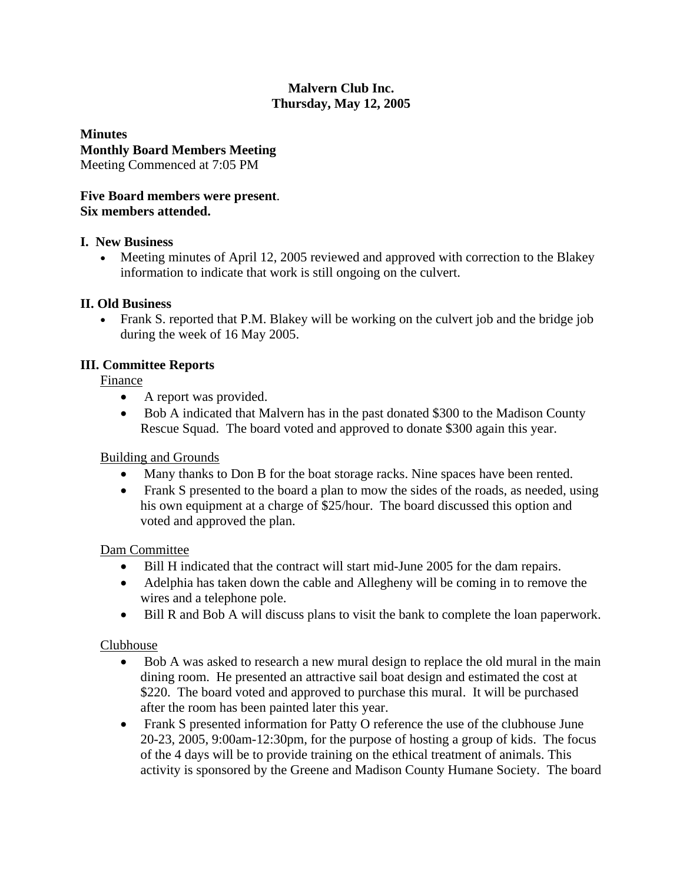**Malvern Club Inc.**
**Thursday, May 12, 2005**

**Minutes**
**Monthly Board Members Meeting**
Meeting Commenced at 7:05 PM

**Five Board members were present**.
**Six members attended.**

## I. New Business

- Meeting minutes of April 12, 2005 reviewed and approved with correction to the Blakey information to indicate that work is still ongoing on the culvert.

## II. Old Business

- Frank S. reported that P.M. Blakey will be working on the culvert job and the bridge job during the week of 16 May 2005.

## III. Committee Reports

Finance

- A report was provided.
- Bob A indicated that Malvern has in the past donated $300 to the Madison County Rescue Squad. The board voted and approved to donate $300 again this year.

Building and Grounds

- Many thanks to Don B for the boat storage racks. Nine spaces have been rented.
- Frank S presented to the board a plan to mow the sides of the roads, as needed, using his own equipment at a charge of $25/hour. The board discussed this option and voted and approved the plan.

Dam Committee

- Bill H indicated that the contract will start mid-June 2005 for the dam repairs.
- Adelphia has taken down the cable and Allegheny will be coming in to remove the wires and a telephone pole.
- Bill R and Bob A will discuss plans to visit the bank to complete the loan paperwork.

Clubhouse

- Bob A was asked to research a new mural design to replace the old mural in the main dining room. He presented an attractive sail boat design and estimated the cost at $220. The board voted and approved to purchase this mural. It will be purchased after the room has been painted later this year.
- Frank S presented information for Patty O reference the use of the clubhouse June 20-23, 2005, 9:00am-12:30pm, for the purpose of hosting a group of kids. The focus of the 4 days will be to provide training on the ethical treatment of animals. This activity is sponsored by the Greene and Madison County Humane Society. The board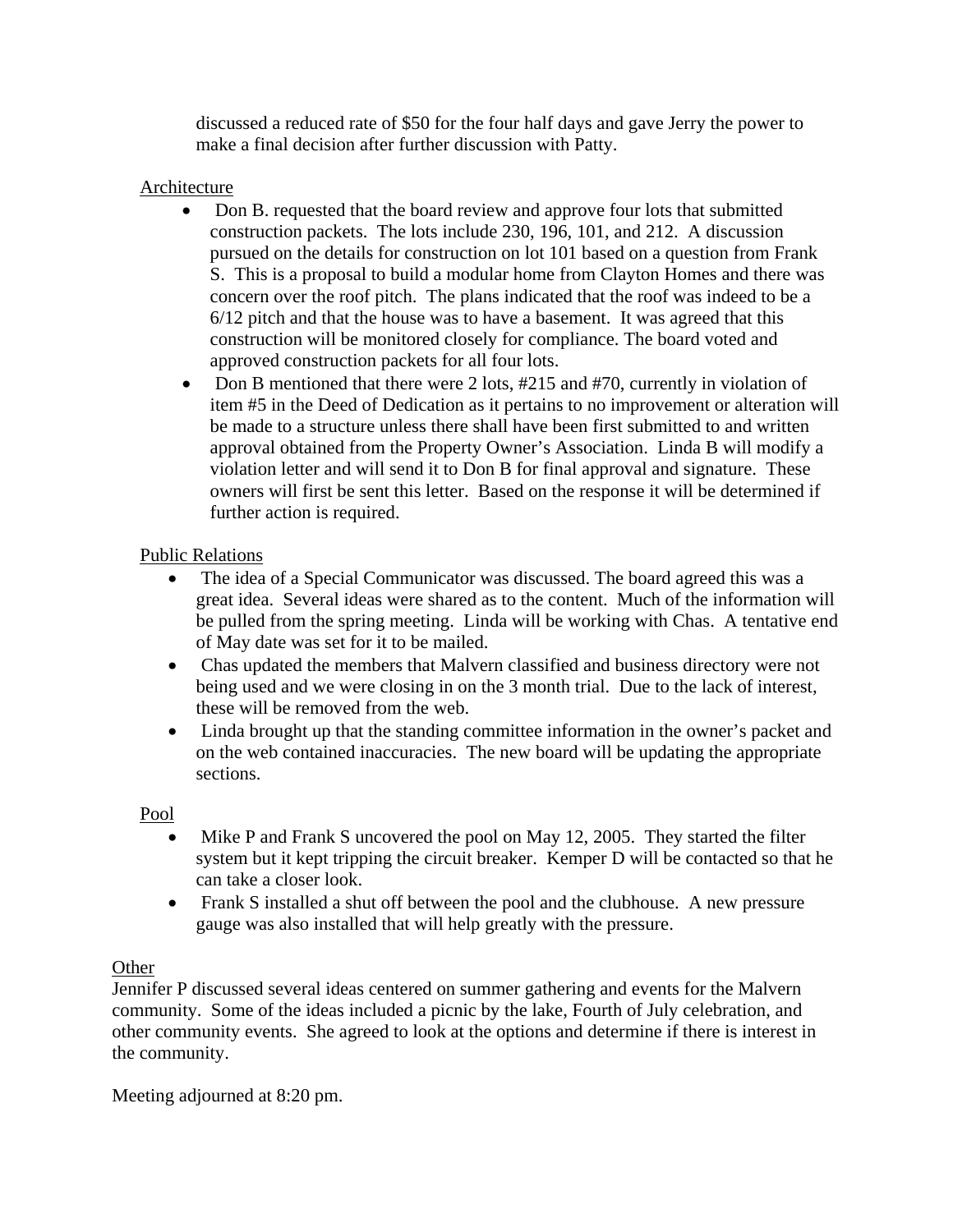discussed a reduced rate of $50 for the four half days and gave Jerry the power to make a final decision after further discussion with Patty.

Architecture

- Don B. requested that the board review and approve four lots that submitted construction packets. The lots include 230, 196, 101, and 212. A discussion pursued on the details for construction on lot 101 based on a question from Frank S. This is a proposal to build a modular home from Clayton Homes and there was concern over the roof pitch. The plans indicated that the roof was indeed to be a 6/12 pitch and that the house was to have a basement. It was agreed that this construction will be monitored closely for compliance. The board voted and approved construction packets for all four lots.
- Don B mentioned that there were 2 lots, #215 and #70, currently in violation of item #5 in the Deed of Dedication as it pertains to no improvement or alteration will be made to a structure unless there shall have been first submitted to and written approval obtained from the Property Owner's Association. Linda B will modify a violation letter and will send it to Don B for final approval and signature. These owners will first be sent this letter. Based on the response it will be determined if further action is required.

Public Relations

- The idea of a Special Communicator was discussed. The board agreed this was a great idea. Several ideas were shared as to the content. Much of the information will be pulled from the spring meeting. Linda will be working with Chas. A tentative end of May date was set for it to be mailed.
- Chas updated the members that Malvern classified and business directory were not being used and we were closing in on the 3 month trial. Due to the lack of interest, these will be removed from the web.
- Linda brought up that the standing committee information in the owner's packet and on the web contained inaccuracies. The new board will be updating the appropriate sections.

Pool

- Mike P and Frank S uncovered the pool on May 12, 2005. They started the filter system but it kept tripping the circuit breaker. Kemper D will be contacted so that he can take a closer look.
- Frank S installed a shut off between the pool and the clubhouse. A new pressure gauge was also installed that will help greatly with the pressure.

Other

Jennifer P discussed several ideas centered on summer gathering and events for the Malvern community. Some of the ideas included a picnic by the lake, Fourth of July celebration, and other community events. She agreed to look at the options and determine if there is interest in the community.

Meeting adjourned at 8:20 pm.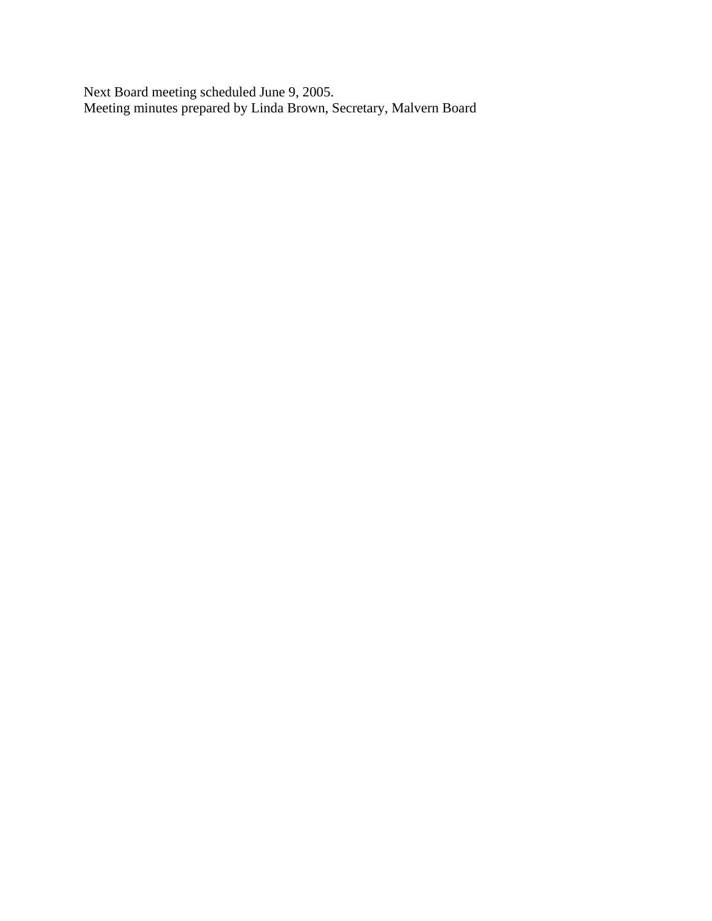Next Board meeting scheduled June 9, 2005.
Meeting minutes prepared by Linda Brown, Secretary, Malvern Board